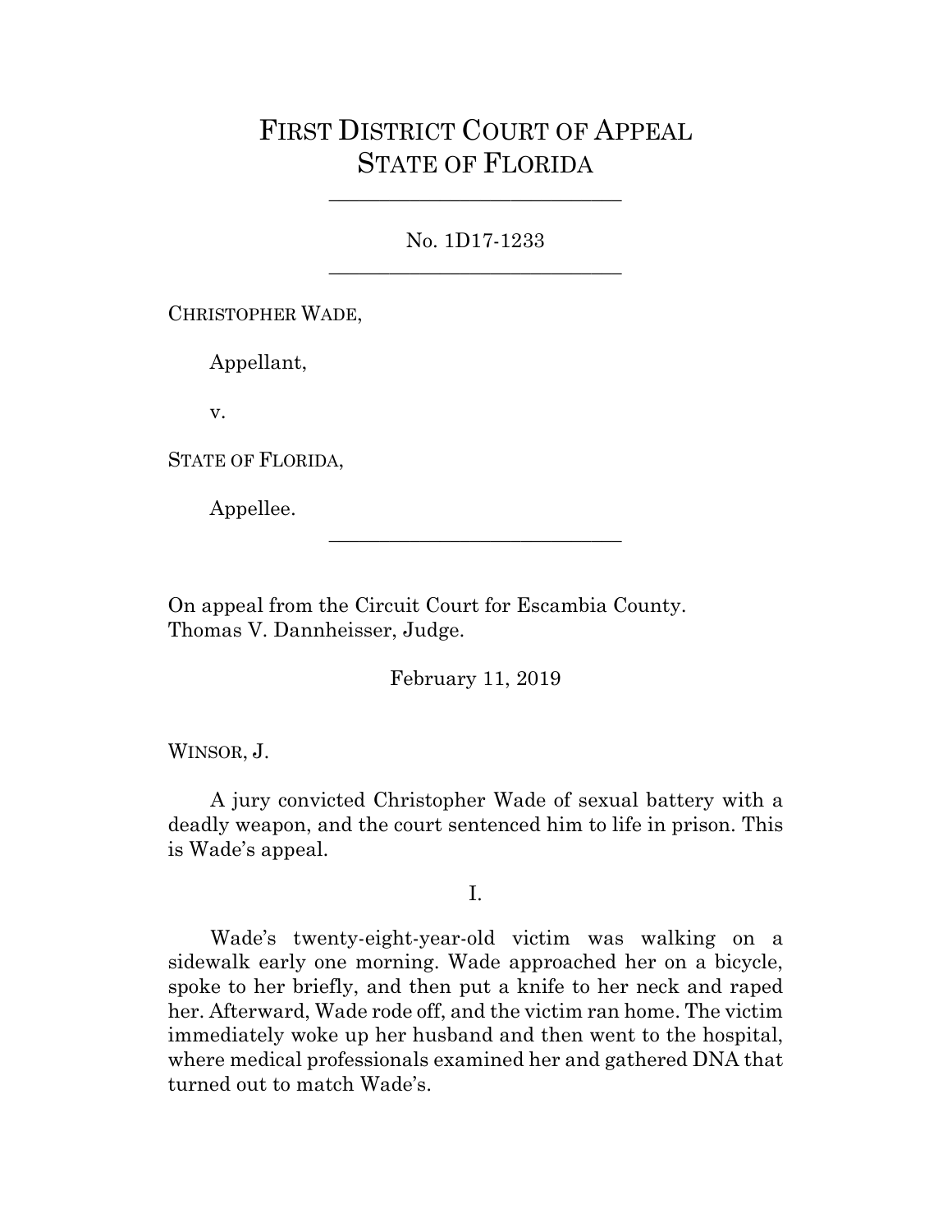# First District Court of Appeal
# State of Florida

---

No. 1D17-1233

---

CHRISTOPHER WADE,

Appellant,

v.

STATE OF FLORIDA,

Appellee.

---

On appeal from the Circuit Court for Escambia County.
Thomas V. Dannheisser, Judge.

February 11, 2019

WINSOR, J.

A jury convicted Christopher Wade of sexual battery with a deadly weapon, and the court sentenced him to life in prison. This is Wade's appeal.

I.

Wade's twenty-eight-year-old victim was walking on a sidewalk early one morning. Wade approached her on a bicycle, spoke to her briefly, and then put a knife to her neck and raped her. Afterward, Wade rode off, and the victim ran home. The victim immediately woke up her husband and then went to the hospital, where medical professionals examined her and gathered DNA that turned out to match Wade's.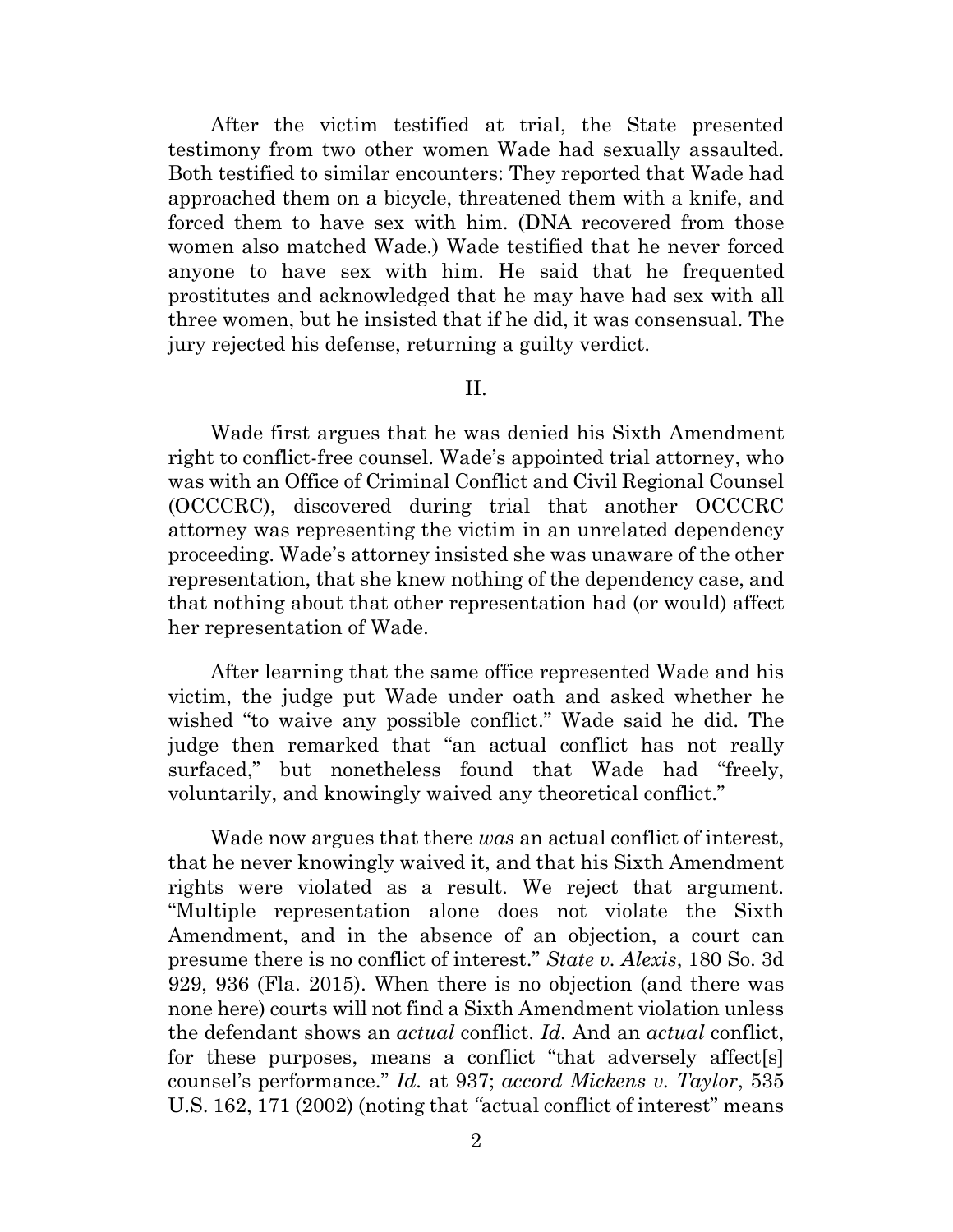After the victim testified at trial, the State presented testimony from two other women Wade had sexually assaulted. Both testified to similar encounters: They reported that Wade had approached them on a bicycle, threatened them with a knife, and forced them to have sex with him. (DNA recovered from those women also matched Wade.) Wade testified that he never forced anyone to have sex with him. He said that he frequented prostitutes and acknowledged that he may have had sex with all three women, but he insisted that if he did, it was consensual. The jury rejected his defense, returning a guilty verdict.

## II.

Wade first argues that he was denied his Sixth Amendment right to conflict-free counsel. Wade's appointed trial attorney, who was with an Office of Criminal Conflict and Civil Regional Counsel (OCCCRC), discovered during trial that another OCCCRC attorney was representing the victim in an unrelated dependency proceeding. Wade's attorney insisted she was unaware of the other representation, that she knew nothing of the dependency case, and that nothing about that other representation had (or would) affect her representation of Wade.

After learning that the same office represented Wade and his victim, the judge put Wade under oath and asked whether he wished "to waive any possible conflict." Wade said he did. The judge then remarked that "an actual conflict has not really surfaced," but nonetheless found that Wade had "freely, voluntarily, and knowingly waived any theoretical conflict."

Wade now argues that there *was* an actual conflict of interest, that he never knowingly waived it, and that his Sixth Amendment rights were violated as a result. We reject that argument. "Multiple representation alone does not violate the Sixth Amendment, and in the absence of an objection, a court can presume there is no conflict of interest." *State v. Alexis*, 180 So. 3d 929, 936 (Fla. 2015). When there is no objection (and there was none here) courts will not find a Sixth Amendment violation unless the defendant shows an *actual* conflict. *Id.* And an *actual* conflict, for these purposes, means a conflict "that adversely affect[s] counsel's performance." *Id.* at 937; *accord Mickens v. Taylor*, 535 U.S. 162, 171 (2002) (noting that "actual conflict of interest" means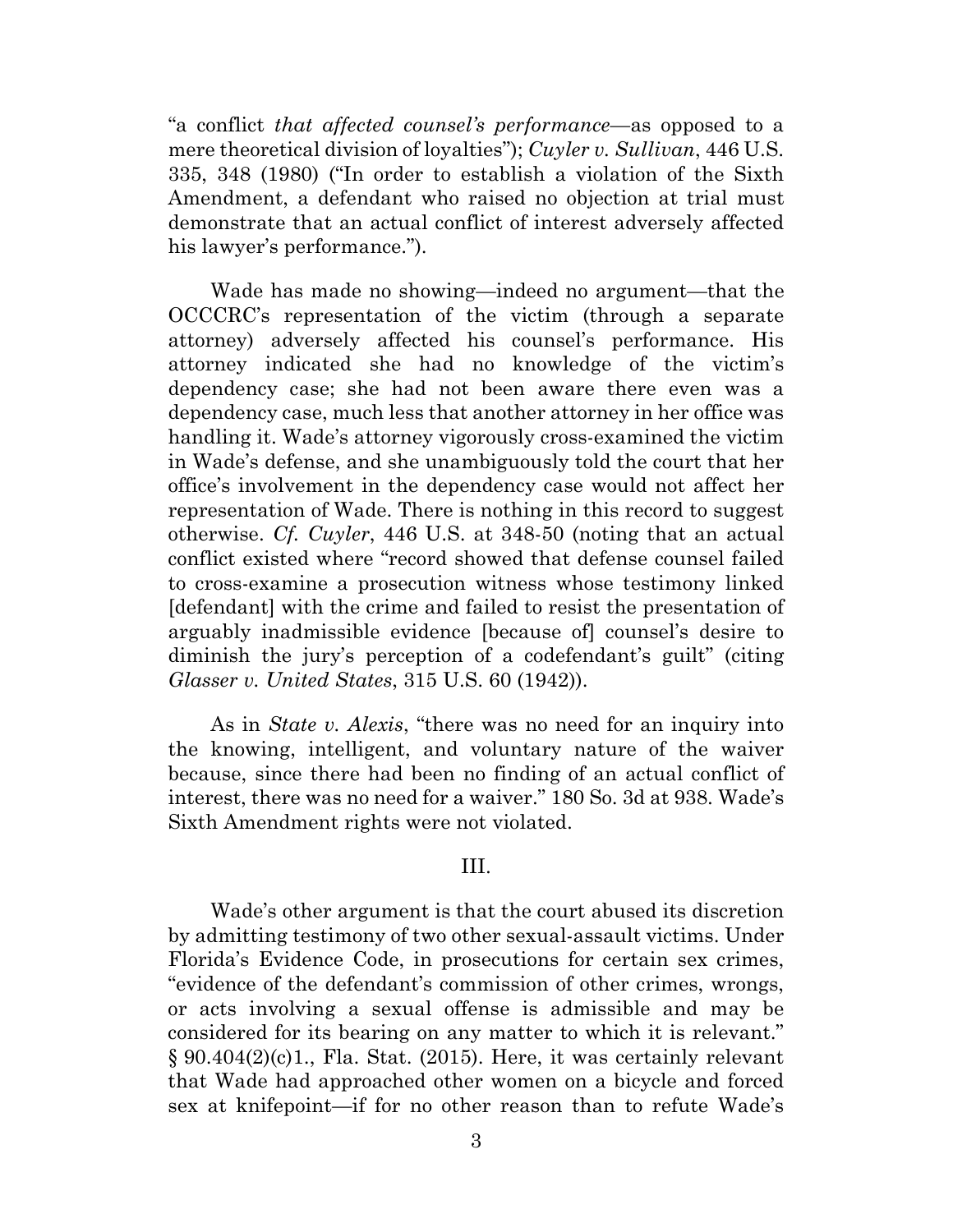"a conflict *that affected counsel's performance*—as opposed to a mere theoretical division of loyalties"); *Cuyler v. Sullivan*, 446 U.S. 335, 348 (1980) ("In order to establish a violation of the Sixth Amendment, a defendant who raised no objection at trial must demonstrate that an actual conflict of interest adversely affected his lawyer's performance.").

Wade has made no showing—indeed no argument—that the OCCCRC's representation of the victim (through a separate attorney) adversely affected his counsel's performance. His attorney indicated she had no knowledge of the victim's dependency case; she had not been aware there even was a dependency case, much less that another attorney in her office was handling it. Wade's attorney vigorously cross-examined the victim in Wade's defense, and she unambiguously told the court that her office's involvement in the dependency case would not affect her representation of Wade. There is nothing in this record to suggest otherwise. *Cf. Cuyler*, 446 U.S. at 348-50 (noting that an actual conflict existed where "record showed that defense counsel failed to cross-examine a prosecution witness whose testimony linked [defendant] with the crime and failed to resist the presentation of arguably inadmissible evidence [because of] counsel's desire to diminish the jury's perception of a codefendant's guilt" (citing *Glasser v. United States*, 315 U.S. 60 (1942)).

As in *State v. Alexis*, "there was no need for an inquiry into the knowing, intelligent, and voluntary nature of the waiver because, since there had been no finding of an actual conflict of interest, there was no need for a waiver." 180 So. 3d at 938. Wade's Sixth Amendment rights were not violated.

III.

Wade's other argument is that the court abused its discretion by admitting testimony of two other sexual-assault victims. Under Florida's Evidence Code, in prosecutions for certain sex crimes, "evidence of the defendant's commission of other crimes, wrongs, or acts involving a sexual offense is admissible and may be considered for its bearing on any matter to which it is relevant." § 90.404(2)(c)1., Fla. Stat. (2015). Here, it was certainly relevant that Wade had approached other women on a bicycle and forced sex at knifepoint—if for no other reason than to refute Wade's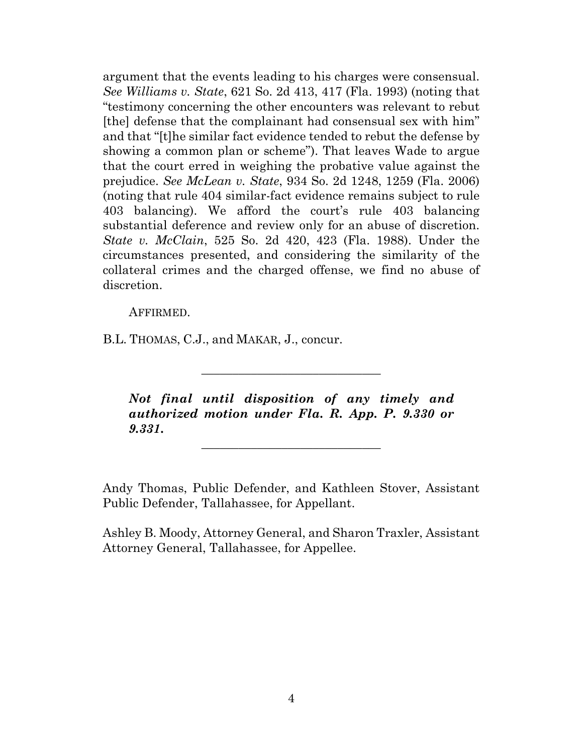argument that the events leading to his charges were consensual. *See Williams v. State*, 621 So. 2d 413, 417 (Fla. 1993) (noting that "testimony concerning the other encounters was relevant to rebut [the] defense that the complainant had consensual sex with him" and that "[t]he similar fact evidence tended to rebut the defense by showing a common plan or scheme"). That leaves Wade to argue that the court erred in weighing the probative value against the prejudice. *See McLean v. State*, 934 So. 2d 1248, 1259 (Fla. 2006) (noting that rule 404 similar-fact evidence remains subject to rule 403 balancing). We afford the court's rule 403 balancing substantial deference and review only for an abuse of discretion. *State v. McClain*, 525 So. 2d 420, 423 (Fla. 1988). Under the circumstances presented, and considering the similarity of the collateral crimes and the charged offense, we find no abuse of discretion.

AFFIRMED.

B.L. THOMAS, C.J., and MAKAR, J., concur.

---

***Not final until disposition of any timely and authorized motion under Fla. R. App. P. 9.330 or 9.331.***

---

Andy Thomas, Public Defender, and Kathleen Stover, Assistant Public Defender, Tallahassee, for Appellant.

Ashley B. Moody, Attorney General, and Sharon Traxler, Assistant Attorney General, Tallahassee, for Appellee.